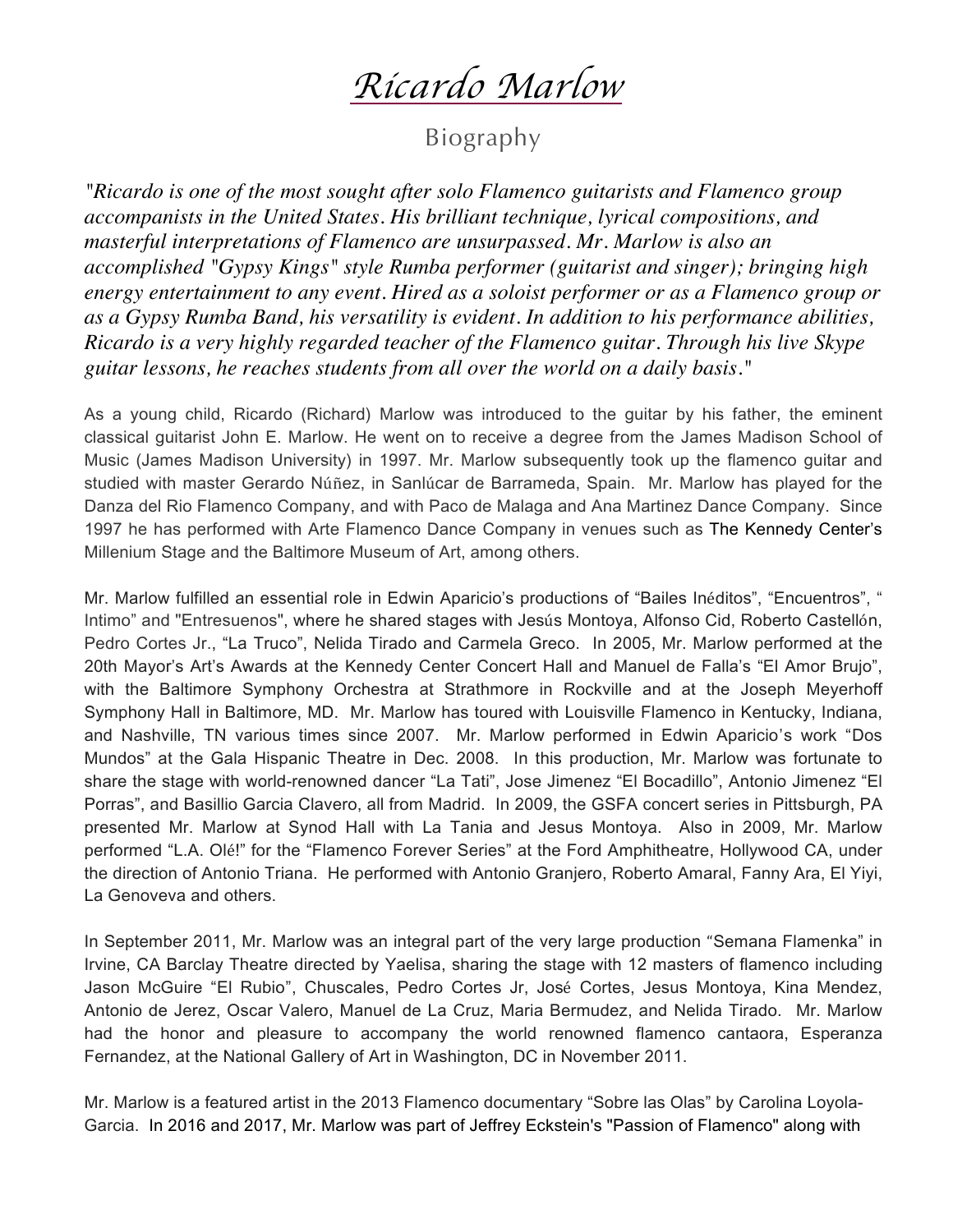# *Ricardo Marlow*

## Biography

*"Ricardo is one of the most sought after solo Flamenco guitarists and Flamenco group accompanists in the United States. His brilliant technique, lyrical compositions, and masterful interpretations of Flamenco are unsurpassed. Mr. Marlow is also an accomplished "Gypsy Kings" style Rumba performer (guitarist and singer); bringing high energy entertainment to any event. Hired as a soloist performer or as a Flamenco group or as a Gypsy Rumba Band, his versatility is evident. In addition to his performance abilities, Ricardo is a very highly regarded teacher of the Flamenco guitar. Through his live Skype guitar lessons, he reaches students from all over the world on a daily basis."*

As a young child, Ricardo (Richard) Marlow was introduced to the guitar by his father, the eminent classical guitarist John E. Marlow. He went on to receive a degree from the James Madison School of Music (James Madison University) in 1997. Mr. Marlow subsequently took up the flamenco guitar and studied with master Gerardo Núñez, in Sanlúcar de Barrameda, Spain. Mr. Marlow has played for the Danza del Rio Flamenco Company, and with Paco de Malaga and Ana Martinez Dance Company. Since 1997 he has performed with Arte Flamenco Dance Company in venues such as The Kennedy Center's Millenium Stage and the Baltimore Museum of Art, among others.

Mr. Marlow fulfilled an essential role in Edwin Aparicio's productions of "Bailes Inéditos", "Encuentros", " Intimo" and "Entresuenos", where he shared stages with Jesús Montoya, Alfonso Cid, Roberto Castellón, Pedro Cortes Jr., "La Truco", Nelida Tirado and Carmela Greco. In 2005, Mr. Marlow performed at the 20th Mayor's Art's Awards at the Kennedy Center Concert Hall and Manuel de Falla's "El Amor Brujo", with the Baltimore Symphony Orchestra at Strathmore in Rockville and at the Joseph Meyerhoff Symphony Hall in Baltimore, MD. Mr. Marlow has toured with Louisville Flamenco in Kentucky, Indiana, and Nashville, TN various times since 2007. Mr. Marlow performed in Edwin Aparicio's work "Dos Mundos" at the Gala Hispanic Theatre in Dec. 2008. In this production, Mr. Marlow was fortunate to share the stage with world-renowned dancer "La Tati", Jose Jimenez "El Bocadillo", Antonio Jimenez "El Porras", and Basillio Garcia Clavero, all from Madrid. In 2009, the GSFA concert series in Pittsburgh, PA presented Mr. Marlow at Synod Hall with La Tania and Jesus Montoya. Also in 2009, Mr. Marlow performed "L.A. Olé!" for the "Flamenco Forever Series" at the Ford Amphitheatre, Hollywood CA, under the direction of Antonio Triana. He performed with Antonio Granjero, Roberto Amaral, Fanny Ara, El Yiyi, La Genoveva and others.

In September 2011, Mr. Marlow was an integral part of the very large production "Semana Flamenka" in Irvine, CA Barclay Theatre directed by Yaelisa, sharing the stage with 12 masters of flamenco including Jason McGuire "El Rubio", Chuscales, Pedro Cortes Jr, José Cortes, Jesus Montoya, Kina Mendez, Antonio de Jerez, Oscar Valero, Manuel de La Cruz, Maria Bermudez, and Nelida Tirado. Mr. Marlow had the honor and pleasure to accompany the world renowned flamenco cantaora, Esperanza Fernandez, at the National Gallery of Art in Washington, DC in November 2011.

Mr. Marlow is a featured artist in the 2013 Flamenco documentary "Sobre las Olas" by Carolina Loyola-Garcia. In 2016 and 2017, Mr. Marlow was part of Jeffrey Eckstein's "Passion of Flamenco" along with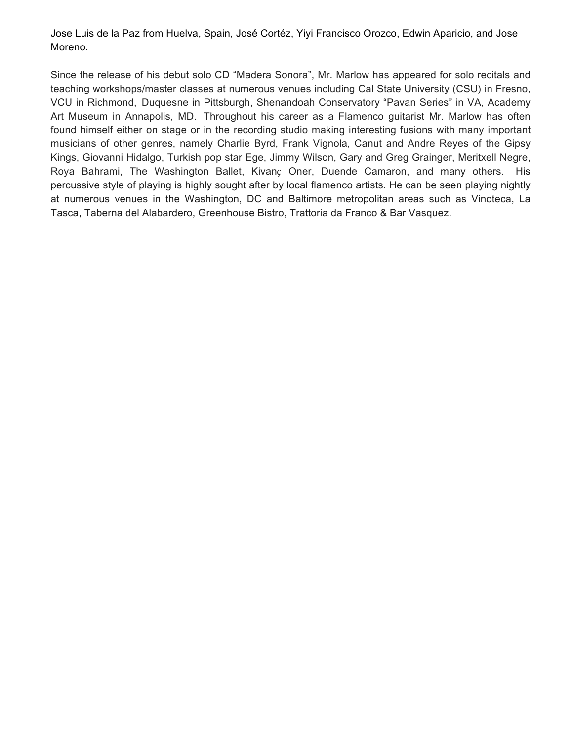Jose Luis de la Paz from Huelva, Spain, José Cortéz, Yiyi Francisco Orozco, Edwin Aparicio, and Jose Moreno.

Since the release of his debut solo CD “Madera Sonora”, Mr. Marlow has appeared for solo recitals and teaching workshops/master classes at numerous venues including Cal State University (CSU) in Fresno, VCU in Richmond, Duquesne in Pittsburgh, Shenandoah Conservatory “Pavan Series” in VA, Academy Art Museum in Annapolis, MD. Throughout his career as a Flamenco guitarist Mr. Marlow has often found himself either on stage or in the recording studio making interesting fusions with many important musicians of other genres, namely Charlie Byrd, Frank Vignola, Canut and Andre Reyes of the Gipsy Kings, Giovanni Hidalgo, Turkish pop star Ege, Jimmy Wilson, Gary and Greg Grainger, Meritxell Negre, Roya Bahrami, The Washington Ballet, Kivanç Oner, Duende Camaron, and many others. His percussive style of playing is highly sought after by local flamenco artists. He can be seen playing nightly at numerous venues in the Washington, DC and Baltimore metropolitan areas such as Vinoteca, La Tasca, Taberna del Alabardero, Greenhouse Bistro, Trattoria da Franco & Bar Vasquez.